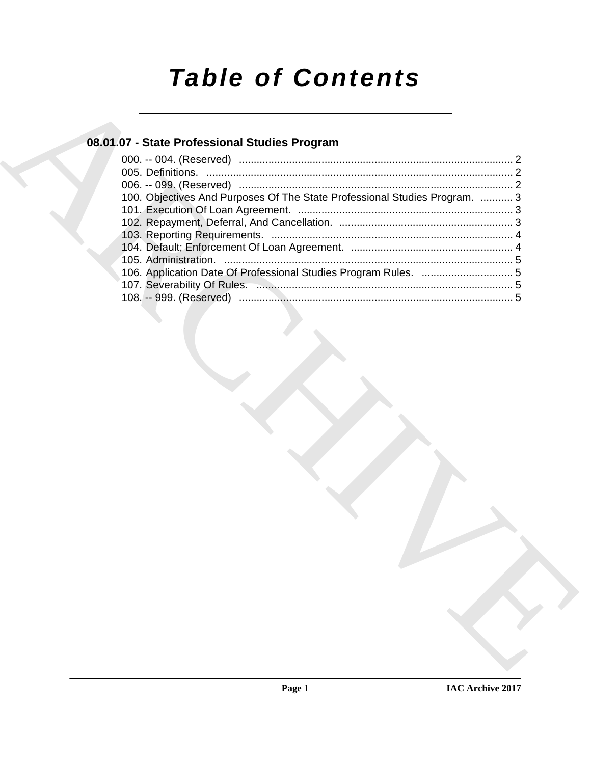# Table of Contents

## 08.01.07 - State Professional Studies Program

000. -- 004. (Reserved) ............................................................................................ 2
005. Definitions. ....................................................................................................... 2
006. -- 099. (Reserved) ............................................................................................ 2
100. Objectives And Purposes Of The State Professional Studies Program. ........... 3
101. Execution Of Loan Agreement. ......................................................................... 3
102. Repayment, Deferral, And Cancellation. .......................................................... 3
103. Reporting Requirements. ................................................................................. 4
104. Default; Enforcement Of Loan Agreement. ....................................................... 4
105. Administration. .................................................................................................. 5
106. Application Date Of Professional Studies Program Rules. ............................... 5
107. Severability Of Rules. ....................................................................................... 5
108. -- 999. (Reserved) ............................................................................................ 5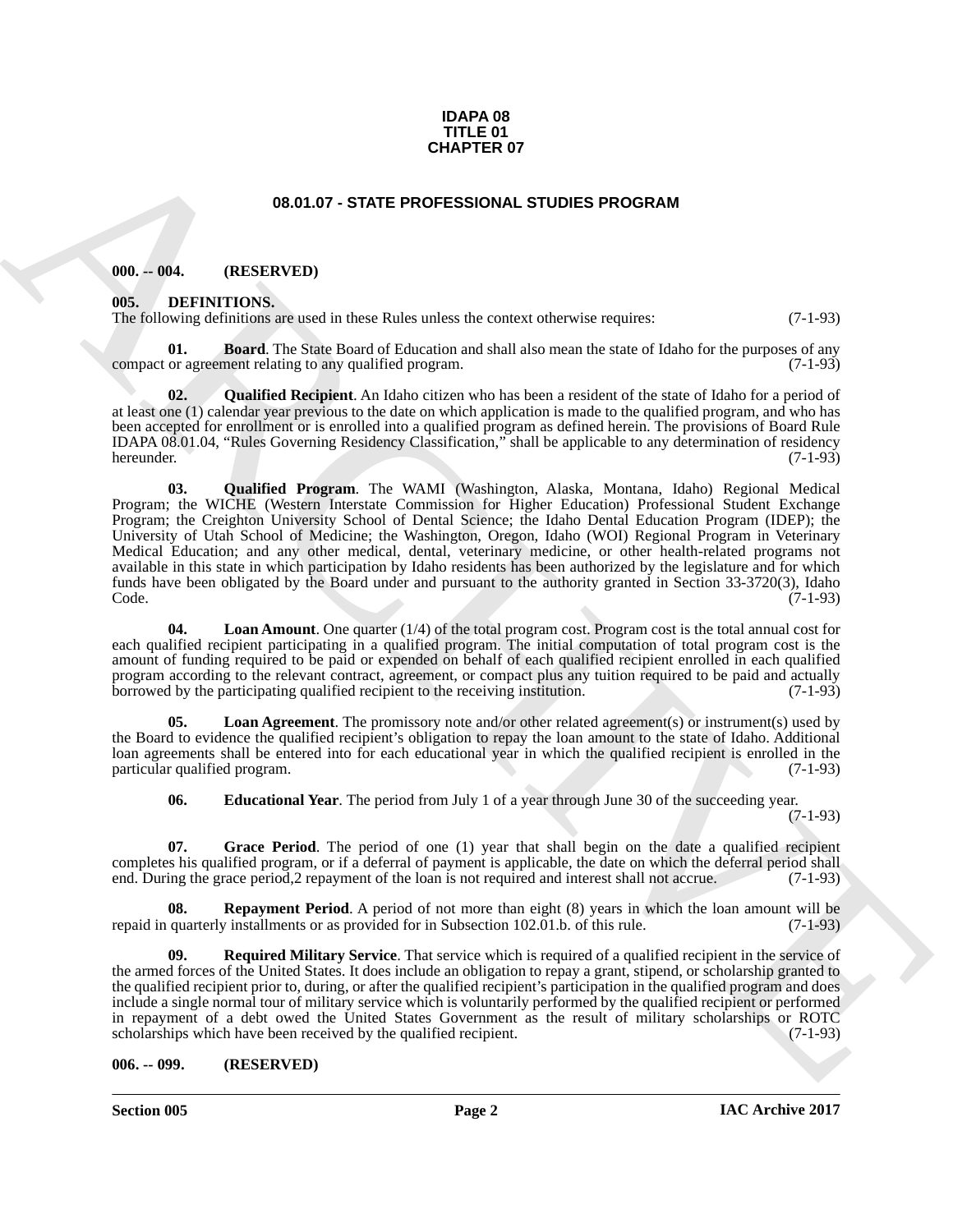**IDAPA 08**
**TITLE 01**
**CHAPTER 07**

## 08.01.07 - STATE PROFESSIONAL STUDIES PROGRAM

### 000. -- 004. (RESERVED)

### 005. DEFINITIONS.

The following definitions are used in these Rules unless the context otherwise requires: (7-1-93)

**01. Board**. The State Board of Education and shall also mean the state of Idaho for the purposes of any compact or agreement relating to any qualified program. (7-1-93)

**02. Qualified Recipient**. An Idaho citizen who has been a resident of the state of Idaho for a period of at least one (1) calendar year previous to the date on which application is made to the qualified program, and who has been accepted for enrollment or is enrolled into a qualified program as defined herein. The provisions of Board Rule IDAPA 08.01.04, "Rules Governing Residency Classification," shall be applicable to any determination of residency hereunder. (7-1-93)

**03. Qualified Program**. The WAMI (Washington, Alaska, Montana, Idaho) Regional Medical Program; the WICHE (Western Interstate Commission for Higher Education) Professional Student Exchange Program; the Creighton University School of Dental Science; the Idaho Dental Education Program (IDEP); the University of Utah School of Medicine; the Washington, Oregon, Idaho (WOI) Regional Program in Veterinary Medical Education; and any other medical, dental, veterinary medicine, or other health-related programs not available in this state in which participation by Idaho residents has been authorized by the legislature and for which funds have been obligated by the Board under and pursuant to the authority granted in Section 33-3720(3), Idaho Code. (7-1-93)

**04. Loan Amount**. One quarter (1/4) of the total program cost. Program cost is the total annual cost for each qualified recipient participating in a qualified program. The initial computation of total program cost is the amount of funding required to be paid or expended on behalf of each qualified recipient enrolled in each qualified program according to the relevant contract, agreement, or compact plus any tuition required to be paid and actually borrowed by the participating qualified recipient to the receiving institution. (7-1-93)

**05. Loan Agreement**. The promissory note and/or other related agreement(s) or instrument(s) used by the Board to evidence the qualified recipient's obligation to repay the loan amount to the state of Idaho. Additional loan agreements shall be entered into for each educational year in which the qualified recipient is enrolled in the particular qualified program. (7-1-93)

**06. Educational Year**. The period from July 1 of a year through June 30 of the succeeding year. (7-1-93)

**07. Grace Period**. The period of one (1) year that shall begin on the date a qualified recipient completes his qualified program, or if a deferral of payment is applicable, the date on which the deferral period shall end. During the grace period,2 repayment of the loan is not required and interest shall not accrue. (7-1-93)

**08. Repayment Period**. A period of not more than eight (8) years in which the loan amount will be repaid in quarterly installments or as provided for in Subsection 102.01.b. of this rule. (7-1-93)

**09. Required Military Service**. That service which is required of a qualified recipient in the service of the armed forces of the United States. It does include an obligation to repay a grant, stipend, or scholarship granted to the qualified recipient prior to, during, or after the qualified recipient's participation in the qualified program and does include a single normal tour of military service which is voluntarily performed by the qualified recipient or performed in repayment of a debt owed the United States Government as the result of military scholarships or ROTC scholarships which have been received by the qualified recipient. (7-1-93)

### 006. -- 099. (RESERVED)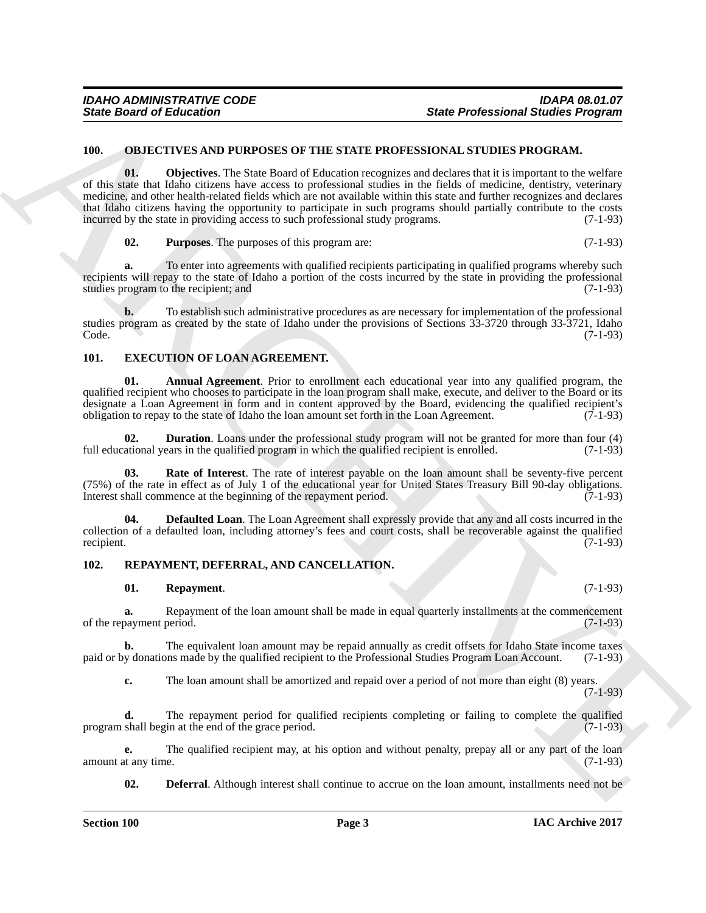## 100. OBJECTIVES AND PURPOSES OF THE STATE PROFESSIONAL STUDIES PROGRAM.

**01. Objectives**. The State Board of Education recognizes and declares that it is important to the welfare of this state that Idaho citizens have access to professional studies in the fields of medicine, dentistry, veterinary medicine, and other health-related fields which are not available within this state and further recognizes and declares that Idaho citizens having the opportunity to participate in such programs should partially contribute to the costs incurred by the state in providing access to such professional study programs. (7-1-93)

**02. Purposes**. The purposes of this program are: (7-1-93)

**a.** To enter into agreements with qualified recipients participating in qualified programs whereby such recipients will repay to the state of Idaho a portion of the costs incurred by the state in providing the professional studies program to the recipient; and (7-1-93)

**b.** To establish such administrative procedures as are necessary for implementation of the professional studies program as created by the state of Idaho under the provisions of Sections 33-3720 through 33-3721, Idaho Code. (7-1-93)

## 101. EXECUTION OF LOAN AGREEMENT.

**01. Annual Agreement**. Prior to enrollment each educational year into any qualified program, the qualified recipient who chooses to participate in the loan program shall make, execute, and deliver to the Board or its designate a Loan Agreement in form and in content approved by the Board, evidencing the qualified recipient's obligation to repay to the state of Idaho the loan amount set forth in the Loan Agreement. (7-1-93)

**02. Duration**. Loans under the professional study program will not be granted for more than four (4) full educational years in the qualified program in which the qualified recipient is enrolled. (7-1-93)

**03. Rate of Interest**. The rate of interest payable on the loan amount shall be seventy-five percent (75%) of the rate in effect as of July 1 of the educational year for United States Treasury Bill 90-day obligations. Interest shall commence at the beginning of the repayment period. (7-1-93)

**04. Defaulted Loan**. The Loan Agreement shall expressly provide that any and all costs incurred in the collection of a defaulted loan, including attorney's fees and court costs, shall be recoverable against the qualified recipient. (7-1-93)

## 102. REPAYMENT, DEFERRAL, AND CANCELLATION.

**01. Repayment**. (7-1-93)

**a.** Repayment of the loan amount shall be made in equal quarterly installments at the commencement of the repayment period. (7-1-93)

**b.** The equivalent loan amount may be repaid annually as credit offsets for Idaho State income taxes paid or by donations made by the qualified recipient to the Professional Studies Program Loan Account. (7-1-93)

**c.** The loan amount shall be amortized and repaid over a period of not more than eight (8) years. (7-1-93)

**d.** The repayment period for qualified recipients completing or failing to complete the qualified program shall begin at the end of the grace period. (7-1-93)

**e.** The qualified recipient may, at his option and without penalty, prepay all or any part of the loan amount at any time. (7-1-93)

**02. Deferral**. Although interest shall continue to accrue on the loan amount, installments need not be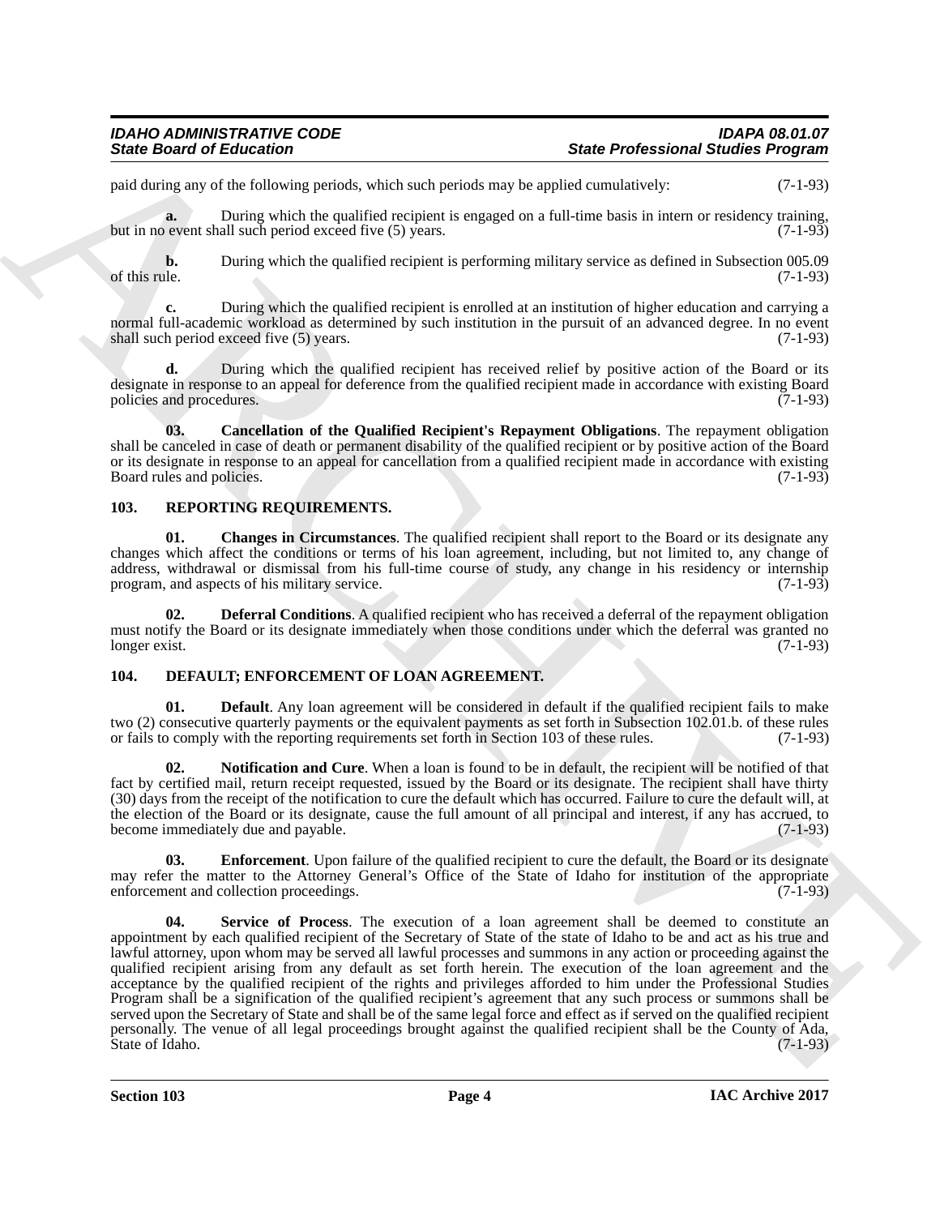paid during any of the following periods, which such periods may be applied cumulatively: (7-1-93)

**a.** During which the qualified recipient is engaged on a full-time basis in intern or residency training, but in no event shall such period exceed five (5) years. (7-1-93)

**b.** During which the qualified recipient is performing military service as defined in Subsection 005.09 of this rule. (7-1-93)

**c.** During which the qualified recipient is enrolled at an institution of higher education and carrying a normal full-academic workload as determined by such institution in the pursuit of an advanced degree. In no event shall such period exceed five (5) years. (7-1-93)

**d.** During which the qualified recipient has received relief by positive action of the Board or its designate in response to an appeal for deference from the qualified recipient made in accordance with existing Board policies and procedures. (7-1-93)

**03. Cancellation of the Qualified Recipient's Repayment Obligations**. The repayment obligation shall be canceled in case of death or permanent disability of the qualified recipient or by positive action of the Board or its designate in response to an appeal for cancellation from a qualified recipient made in accordance with existing Board rules and policies. (7-1-93)

## 103. REPORTING REQUIREMENTS.

**01. Changes in Circumstances**. The qualified recipient shall report to the Board or its designate any changes which affect the conditions or terms of his loan agreement, including, but not limited to, any change of address, withdrawal or dismissal from his full-time course of study, any change in his residency or internship program, and aspects of his military service. (7-1-93)

**02. Deferral Conditions**. A qualified recipient who has received a deferral of the repayment obligation must notify the Board or its designate immediately when those conditions under which the deferral was granted no longer exist. (7-1-93)

## 104. DEFAULT; ENFORCEMENT OF LOAN AGREEMENT.

**01. Default**. Any loan agreement will be considered in default if the qualified recipient fails to make two (2) consecutive quarterly payments or the equivalent payments as set forth in Subsection 102.01.b. of these rules or fails to comply with the reporting requirements set forth in Section 103 of these rules. (7-1-93)

**02. Notification and Cure**. When a loan is found to be in default, the recipient will be notified of that fact by certified mail, return receipt requested, issued by the Board or its designate. The recipient shall have thirty (30) days from the receipt of the notification to cure the default which has occurred. Failure to cure the default will, at the election of the Board or its designate, cause the full amount of all principal and interest, if any has accrued, to become immediately due and payable. (7-1-93)

**03. Enforcement**. Upon failure of the qualified recipient to cure the default, the Board or its designate may refer the matter to the Attorney General's Office of the State of Idaho for institution of the appropriate enforcement and collection proceedings. (7-1-93)

**04. Service of Process**. The execution of a loan agreement shall be deemed to constitute an appointment by each qualified recipient of the Secretary of State of the state of Idaho to be and act as his true and lawful attorney, upon whom may be served all lawful processes and summons in any action or proceeding against the qualified recipient arising from any default as set forth herein. The execution of the loan agreement and the acceptance by the qualified recipient of the rights and privileges afforded to him under the Professional Studies Program shall be a signification of the qualified recipient's agreement that any such process or summons shall be served upon the Secretary of State and shall be of the same legal force and effect as if served on the qualified recipient personally. The venue of all legal proceedings brought against the qualified recipient shall be the County of Ada, State of Idaho. (7-1-93)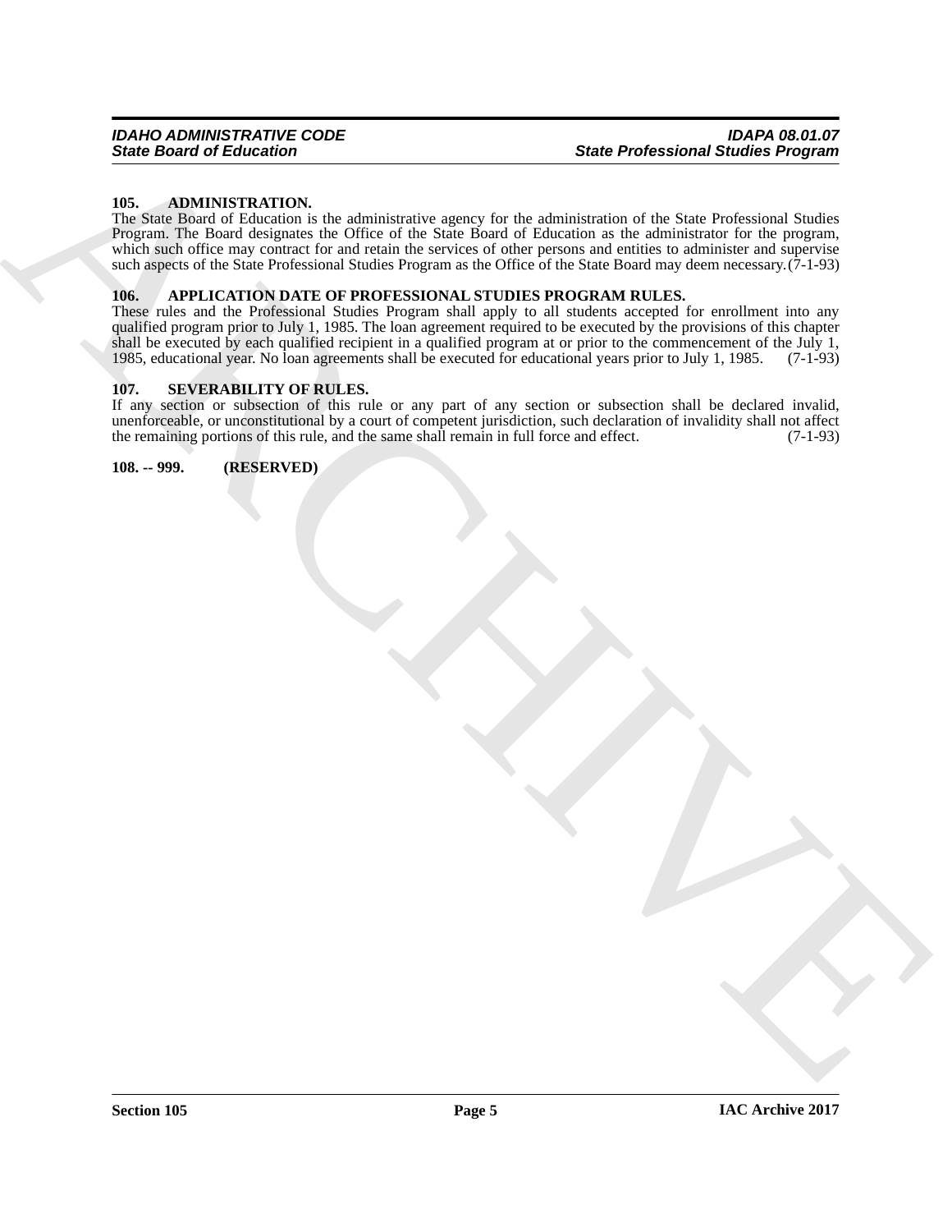**105. ADMINISTRATION.**

The State Board of Education is the administrative agency for the administration of the State Professional Studies Program. The Board designates the Office of the State Board of Education as the administrator for the program, which such office may contract for and retain the services of other persons and entities to administer and supervise such aspects of the State Professional Studies Program as the Office of the State Board may deem necessary. (7-1-93)

**106. APPLICATION DATE OF PROFESSIONAL STUDIES PROGRAM RULES.**

These rules and the Professional Studies Program shall apply to all students accepted for enrollment into any qualified program prior to July 1, 1985. The loan agreement required to be executed by the provisions of this chapter shall be executed by each qualified recipient in a qualified program at or prior to the commencement of the July 1, 1985, educational year. No loan agreements shall be executed for educational years prior to July 1, 1985. (7-1-93)

**107. SEVERABILITY OF RULES.**

If any section or subsection of this rule or any part of any section or subsection shall be declared invalid, unenforceable, or unconstitutional by a court of competent jurisdiction, such declaration of invalidity shall not affect the remaining portions of this rule, and the same shall remain in full force and effect. (7-1-93)

**108. -- 999. (RESERVED)**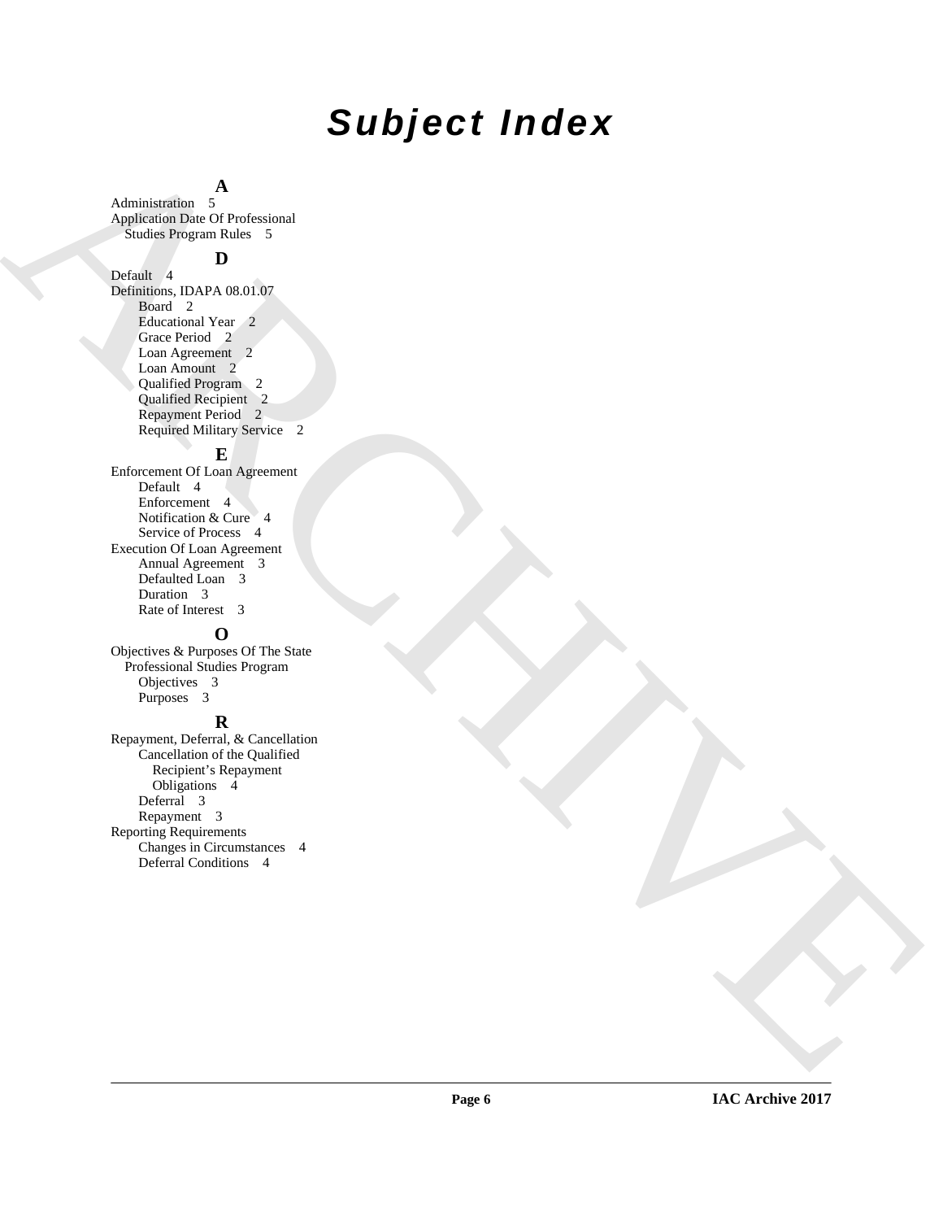# Subject Index

**A**

Administration 5
Application Date Of Professional Studies Program Rules 5

**D**

Default 4
Definitions, IDAPA 08.01.07
- Board 2
- Educational Year 2
- Grace Period 2
- Loan Agreement 2
- Loan Amount 2
- Qualified Program 2
- Qualified Recipient 2
- Repayment Period 2
- Required Military Service 2

**E**

Enforcement Of Loan Agreement
- Default 4
- Enforcement 4
- Notification & Cure 4
- Service of Process 4

Execution Of Loan Agreement
- Annual Agreement 3
- Defaulted Loan 3
- Duration 3
- Rate of Interest 3

**O**

Objectives & Purposes Of The State Professional Studies Program
- Objectives 3
- Purposes 3

**R**

Repayment, Deferral, & Cancellation
- Cancellation of the Qualified Recipient's Repayment Obligations 4
- Deferral 3
- Repayment 3

Reporting Requirements
- Changes in Circumstances 4
- Deferral Conditions 4